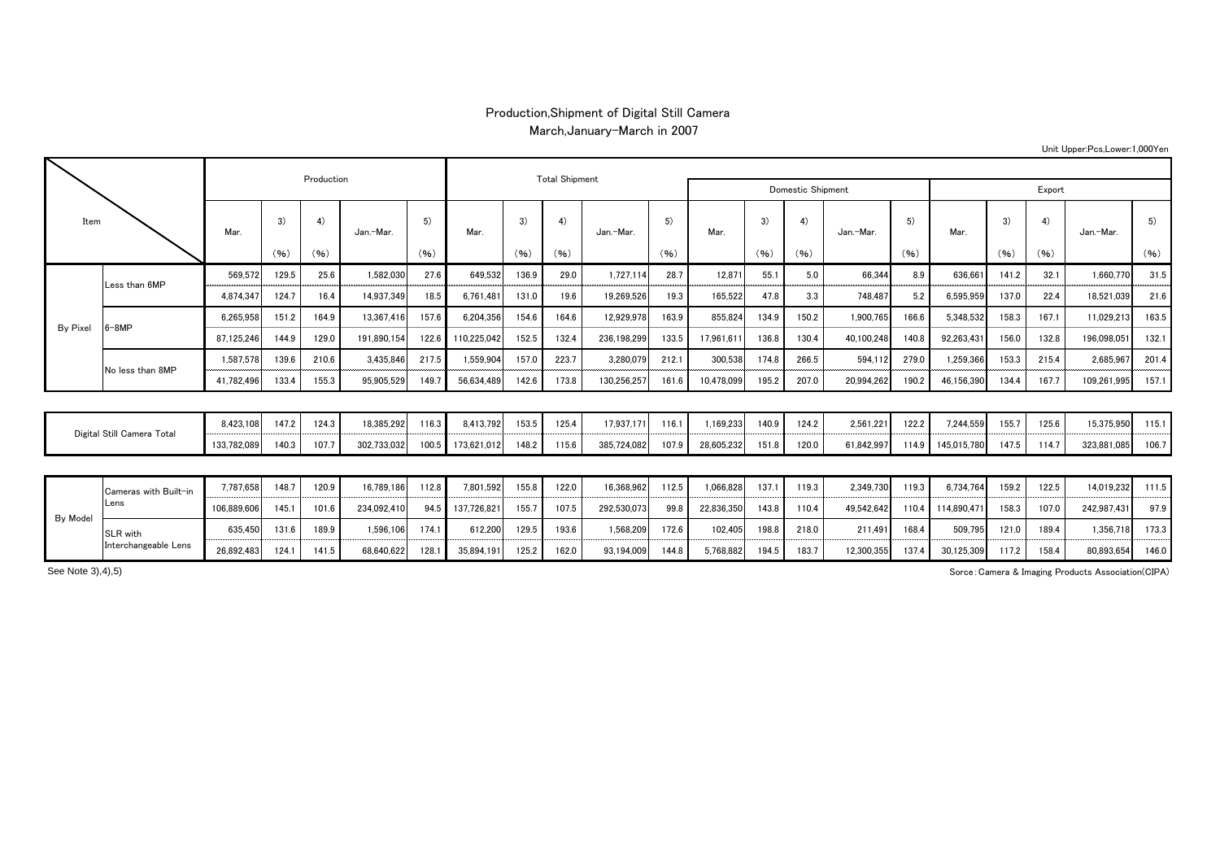# Production,Shipment of Digital Still Camera

## March,January-March in 2007

Unit Upper:Pcs,Lower:1,000Yen

| Item | | Production | | | | | Total Shipment | | | | | Domestic Shipment | | | | | Export | | | | |
|---|---|---|---|---|---|---|---|---|---|---|---|---|---|---|---|---|---|---|---|---|---|
| | | Mar. | 3) (%) | 4) (%) | Jan.-Mar. | 5) (%) | Mar. | 3) (%) | 4) (%) | Jan.-Mar. | 5) (%) | Mar. | 3) (%) | 4) (%) | Jan.-Mar. | 5) (%) | Mar. | 3) (%) | 4) (%) | Jan.-Mar. | 5) (%) |
| By Pixel | Less than 6MP | 569,572 | 129.5 | 25.6 | 1,582,030 | 27.6 | 649,532 | 136.9 | 29.0 | 1,727,114 | 28.7 | 12,871 | 55.1 | 5.0 | 66,344 | 8.9 | 636,661 | 141.2 | 32.1 | 1,660,770 | 31.5 |
| | | 4,874,347 | 124.7 | 16.4 | 14,937,349 | 18.5 | 6,761,481 | 131.0 | 19.6 | 19,269,526 | 19.3 | 165,522 | 47.8 | 3.3 | 748,487 | 5.2 | 6,595,959 | 137.0 | 22.4 | 18,521,039 | 21.6 |
| | 6-8MP | 6,265,958 | 151.2 | 164.9 | 13,367,416 | 157.6 | 6,204,356 | 154.6 | 164.6 | 12,929,978 | 163.9 | 855,824 | 134.9 | 150.2 | 1,900,765 | 166.6 | 5,348,532 | 158.3 | 167.1 | 11,029,213 | 163.5 |
| | | 87,125,246 | 144.9 | 129.0 | 191,890,154 | 122.6 | 110,225,042 | 152.5 | 132.4 | 236,198,299 | 133.5 | 17,961,611 | 136.8 | 130.4 | 40,100,248 | 140.8 | 92,263,431 | 156.0 | 132.8 | 196,098,051 | 132.1 |
| | No less than 8MP | 1,587,578 | 139.6 | 210.6 | 3,435,846 | 217.5 | 1,559,904 | 157.0 | 223.7 | 3,280,079 | 212.1 | 300,538 | 174.8 | 266.5 | 594,112 | 279.0 | 1,259,366 | 153.3 | 215.4 | 2,685,967 | 201.4 |
| | | 41,782,496 | 133.4 | 155.3 | 95,905,529 | 149.7 | 56,634,489 | 142.6 | 173.8 | 130,256,257 | 161.6 | 10,478,099 | 195.2 | 207.0 | 20,994,262 | 190.2 | 46,156,390 | 134.4 | 167.7 | 109,261,995 | 157.1 |
| Digital Still Camera Total | | 8,423,108 | 147.2 | 124.3 | 18,385,292 | 116.3 | 8,413,792 | 153.5 | 125.4 | 17,937,171 | 116.1 | 1,169,233 | 140.9 | 124.2 | 2,561,221 | 122.2 | 7,244,559 | 155.7 | 125.6 | 15,375,950 | 115.1 |
| | | 133,782,089 | 140.3 | 107.7 | 302,733,032 | 100.5 | 173,621,012 | 148.2 | 115.6 | 385,724,082 | 107.9 | 28,605,232 | 151.8 | 120.0 | 61,842,997 | 114.9 | 145,015,780 | 147.5 | 114.7 | 323,881,085 | 106.7 |
| By Model | Cameras with Built-in Lens | 7,787,658 | 148.7 | 120.9 | 16,789,186 | 112.8 | 7,801,592 | 155.8 | 122.0 | 16,368,962 | 112.5 | 1,066,828 | 137.1 | 119.3 | 2,349,730 | 119.3 | 6,734,764 | 159.2 | 122.5 | 14,019,232 | 111.5 |
| | | 106,889,606 | 145.1 | 101.6 | 234,092,410 | 94.5 | 137,726,821 | 155.7 | 107.5 | 292,530,073 | 99.8 | 22,836,350 | 143.8 | 110.4 | 49,542,642 | 110.4 | 114,890,471 | 158.3 | 107.0 | 242,987,431 | 97.9 |
| | SLR with Interchangeable Lens | 635,450 | 131.6 | 189.9 | 1,596,106 | 174.1 | 612,200 | 129.5 | 193.6 | 1,568,209 | 172.6 | 102,405 | 198.8 | 218.0 | 211,491 | 168.4 | 509,795 | 121.0 | 189.4 | 1,356,718 | 173.3 |
| | | 26,892,483 | 124.1 | 141.5 | 68,640,622 | 128.1 | 35,894,191 | 125.2 | 162.0 | 93,194,009 | 144.8 | 5,768,882 | 194.5 | 183.7 | 12,300,355 | 137.4 | 30,125,309 | 117.2 | 158.4 | 80,893,654 | 146.0 |

See Note 3),4),5)

Sorce:Camera & Imaging Products Association(CIPA)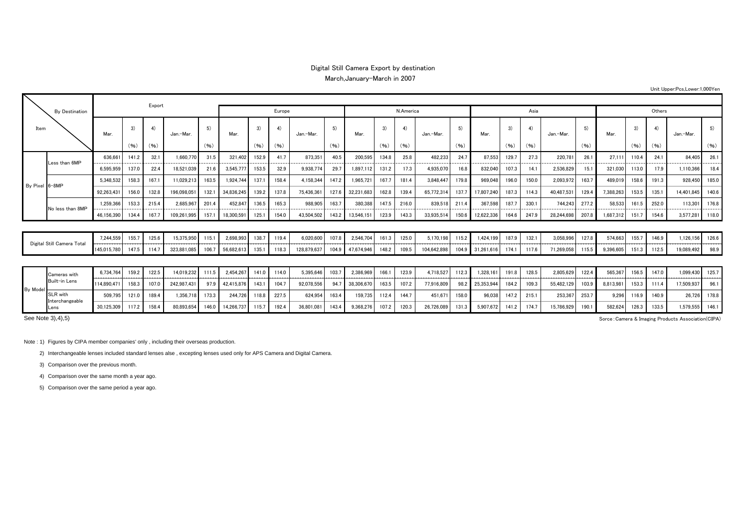# Digital Still Camera Export by destination

March,January-March in 2007

Unit Upper:Pcs,Lower:1,000Yen

| Item | | Export Mar. | 3) (%) | 4) (%) | Export Jan.-Mar. | 5) (%) | Europe Mar. | 3) (%) | 4) (%) | Europe Jan.-Mar. | 5) (%) | N.America Mar. | 3) (%) | 4) (%) | N.America Jan.-Mar. | 5) (%) | Asia Mar. | 3) (%) | 4) (%) | Asia Jan.-Mar. | 5) (%) | Others Mar. | 3) (%) | 4) (%) | Others Jan.-Mar. | 5) (%) |
|---|---|---|---|---|---|---|---|---|---|---|---|---|---|---|---|---|---|---|---|---|---|---|---|---|---|---|
| By Pixel | Less than 6MP | 636,661 | 141.2 | 32.1 | 1,660,770 | 31.5 | 321,402 | 152.9 | 41.7 | 873,351 | 40.5 | 200,595 | 134.8 | 25.8 | 482,233 | 24.7 | 87,553 | 129.7 | 27.3 | 220,781 | 26.1 | 27,111 | 110.4 | 24.1 | 84,405 | 26.1 |
| | | 6,595,959 | 137.0 | 22.4 | 18,521,039 | 21.6 | 3,545,777 | 153.5 | 32.9 | 9,938,774 | 29.7 | 1,897,112 | 131.2 | 17.3 | 4,935,070 | 16.8 | 832,040 | 107.3 | 14.1 | 2,536,829 | 15.1 | 321,030 | 113.0 | 17.9 | 1,110,366 | 18.4 |
| | 6-8MP | 5,348,532 | 158.3 | 167.1 | 11,029,213 | 163.5 | 1,924,744 | 137.1 | 158.4 | 4,158,344 | 147.2 | 1,965,721 | 167.7 | 181.4 | 3,848,447 | 179.8 | 969,048 | 196.0 | 150.0 | 2,093,972 | 163.7 | 489,019 | 158.6 | 191.3 | 928,450 | 185.0 |
| | | 92,263,431 | 156.0 | 132.8 | 196,098,051 | 132.1 | 34,836,245 | 139.2 | 137.8 | 75,436,361 | 127.6 | 32,231,683 | 162.8 | 139.4 | 65,772,314 | 137.7 | 17,807,240 | 187.3 | 114.3 | 40,487,531 | 129.4 | 7,388,263 | 153.5 | 135.1 | 14,401,845 | 140.6 |
| | No less than 8MP | 1,259,366 | 153.3 | 215.4 | 2,685,967 | 201.4 | 452,847 | 136.5 | 165.3 | 988,905 | 163.7 | 380,388 | 147.5 | 216.0 | 839,518 | 211.4 | 367,598 | 187.7 | 330.1 | 744,243 | 277.2 | 58,533 | 161.5 | 252.0 | 113,301 | 176.8 |
| | | 46,156,390 | 134.4 | 167.7 | 109,261,995 | 157.1 | 18,300,591 | 125.1 | 154.0 | 43,504,502 | 143.2 | 13,546,151 | 123.9 | 143.3 | 33,935,514 | 150.6 | 12,622,336 | 164.6 | 247.9 | 28,244,698 | 207.8 | 1,687,312 | 151.7 | 154.6 | 3,577,281 | 118.0 |
| Digital Still Camera Total | | 7,244,559 | 155.7 | 125.6 | 15,375,950 | 115.1 | 2,698,993 | 138.7 | 119.4 | 6,020,600 | 107.8 | 2,546,704 | 161.3 | 125.0 | 5,170,198 | 115.2 | 1,424,199 | 187.9 | 132.1 | 3,058,996 | 127.8 | 574,663 | 155.7 | 146.9 | 1,126,156 | 126.6 |
| | | 145,015,780 | 147.5 | 114.7 | 323,881,085 | 106.7 | 56,682,613 | 135.1 | 118.3 | 128,879,637 | 104.9 | 47,674,946 | 148.2 | 109.5 | 104,642,898 | 104.9 | 31,261,616 | 174.1 | 117.6 | 71,269,058 | 115.5 | 9,396,605 | 151.3 | 112.5 | 19,089,492 | 98.9 |
| By Model | Cameras with Built-in Lens | 6,734,764 | 159.2 | 122.5 | 14,019,232 | 111.5 | 2,454,267 | 141.0 | 114.0 | 5,395,646 | 103.7 | 2,386,969 | 166.1 | 123.9 | 4,718,527 | 112.3 | 1,328,161 | 191.8 | 128.5 | 2,805,629 | 122.4 | 565,367 | 156.5 | 147.0 | 1,099,430 | 125.7 |
| | | 114,890,471 | 158.3 | 107.0 | 242,987,431 | 97.9 | 42,415,876 | 143.1 | 104.7 | 92,078,556 | 94.7 | 38,306,670 | 163.5 | 107.2 | 77,916,809 | 98.2 | 25,353,944 | 184.2 | 109.3 | 55,482,129 | 103.9 | 8,813,981 | 153.3 | 111.4 | 17,509,937 | 96.1 |
| | SLR with Interchangeable Lens | 509,795 | 121.0 | 189.4 | 1,356,718 | 173.3 | 244,726 | 118.8 | 227.5 | 624,954 | 163.4 | 159,735 | 112.4 | 144.7 | 451,671 | 158.0 | 96,038 | 147.2 | 215.1 | 253,367 | 253.7 | 9,296 | 116.9 | 140.9 | 26,726 | 178.8 |
| | | 30,125,309 | 117.2 | 158.4 | 80,893,654 | 146.0 | 14,266,737 | 115.7 | 192.4 | 36,801,081 | 143.4 | 9,368,276 | 107.2 | 120.3 | 26,726,089 | 131.3 | 5,907,672 | 141.2 | 174.7 | 15,786,929 | 190.1 | 582,624 | 126.3 | 133.5 | 1,579,555 | 146.1 |

See Note 3),4),5)

Sorce:Camera & Imaging Products Association(CIPA)

Note : 1) Figures by CIPA member companies' only , including their overseas production.

2) Interchangeable lenses included standard lenses alse , excepting lenses used only for APS Camera and Digital Camera.

3) Comparison over the previous month.

4) Comparison over the same month a year ago.

5) Comparison over the same period a year ago.